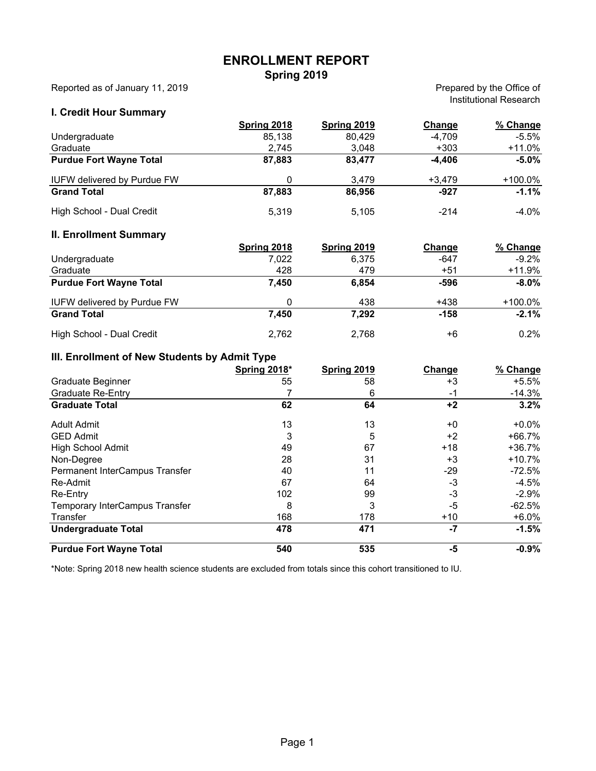# ENROLLMENT REPORT
## Spring 2019

Reported as of January 11, 2019

Prepared by the Office of Institutional Research

### I. Credit Hour Summary

| | Spring 2018 | Spring 2019 | Change | % Change |
|---|---|---|---|---|
| Undergraduate | 85,138 | 80,429 | -4,709 | -5.5% |
| Graduate | 2,745 | 3,048 | +303 | +11.0% |
| **Purdue Fort Wayne Total** | **87,883** | **83,477** | **-4,406** | **-5.0%** |
| IUFW delivered by Purdue FW | 0 | 3,479 | +3,479 | +100.0% |
| **Grand Total** | **87,883** | **86,956** | **-927** | **-1.1%** |
| High School - Dual Credit | 5,319 | 5,105 | -214 | -4.0% |

### II. Enrollment Summary

| | Spring 2018 | Spring 2019 | Change | % Change |
|---|---|---|---|---|
| Undergraduate | 7,022 | 6,375 | -647 | -9.2% |
| Graduate | 428 | 479 | +51 | +11.9% |
| **Purdue Fort Wayne Total** | **7,450** | **6,854** | **-596** | **-8.0%** |
| IUFW delivered by Purdue FW | 0 | 438 | +438 | +100.0% |
| **Grand Total** | **7,450** | **7,292** | **-158** | **-2.1%** |
| High School - Dual Credit | 2,762 | 2,768 | +6 | 0.2% |

### III. Enrollment of New Students by Admit Type

| | Spring 2018* | Spring 2019 | Change | % Change |
|---|---|---|---|---|
| Graduate Beginner | 55 | 58 | +3 | +5.5% |
| Graduate Re-Entry | 7 | 6 | -1 | -14.3% |
| **Graduate Total** | **62** | **64** | **+2** | **3.2%** |
| Adult Admit | 13 | 13 | +0 | +0.0% |
| GED Admit | 3 | 5 | +2 | +66.7% |
| High School Admit | 49 | 67 | +18 | +36.7% |
| Non-Degree | 28 | 31 | +3 | +10.7% |
| Permanent InterCampus Transfer | 40 | 11 | -29 | -72.5% |
| Re-Admit | 67 | 64 | -3 | -4.5% |
| Re-Entry | 102 | 99 | -3 | -2.9% |
| Temporary InterCampus Transfer | 8 | 3 | -5 | -62.5% |
| Transfer | 168 | 178 | +10 | +6.0% |
| **Undergraduate Total** | **478** | **471** | **-7** | **-1.5%** |
| **Purdue Fort Wayne Total** | **540** | **535** | **-5** | **-0.9%** |

*Note: Spring 2018 new health science students are excluded from totals since this cohort transitioned to IU.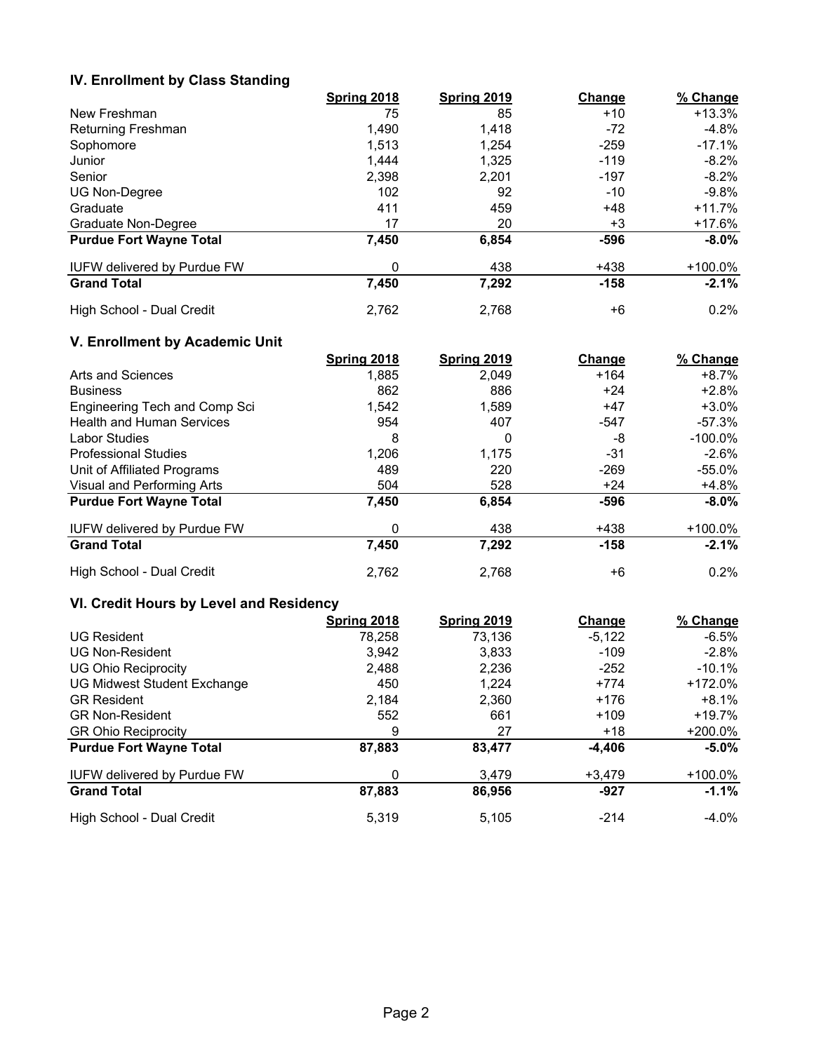## IV. Enrollment by Class Standing

| | Spring 2018 | Spring 2019 | Change | % Change |
|---|---|---|---|---|
| New Freshman | 75 | 85 | +10 | +13.3% |
| Returning Freshman | 1,490 | 1,418 | -72 | -4.8% |
| Sophomore | 1,513 | 1,254 | -259 | -17.1% |
| Junior | 1,444 | 1,325 | -119 | -8.2% |
| Senior | 2,398 | 2,201 | -197 | -8.2% |
| UG Non-Degree | 102 | 92 | -10 | -9.8% |
| Graduate | 411 | 459 | +48 | +11.7% |
| Graduate Non-Degree | 17 | 20 | +3 | +17.6% |
| **Purdue Fort Wayne Total** | **7,450** | **6,854** | **-596** | **-8.0%** |
| IUFW delivered by Purdue FW | 0 | 438 | +438 | +100.0% |
| **Grand Total** | **7,450** | **7,292** | **-158** | **-2.1%** |
| High School - Dual Credit | 2,762 | 2,768 | +6 | 0.2% |

## V. Enrollment by Academic Unit

| | Spring 2018 | Spring 2019 | Change | % Change |
|---|---|---|---|---|
| Arts and Sciences | 1,885 | 2,049 | +164 | +8.7% |
| Business | 862 | 886 | +24 | +2.8% |
| Engineering Tech and Comp Sci | 1,542 | 1,589 | +47 | +3.0% |
| Health and Human Services | 954 | 407 | -547 | -57.3% |
| Labor Studies | 8 | 0 | -8 | -100.0% |
| Professional Studies | 1,206 | 1,175 | -31 | -2.6% |
| Unit of Affiliated Programs | 489 | 220 | -269 | -55.0% |
| Visual and Performing Arts | 504 | 528 | +24 | +4.8% |
| **Purdue Fort Wayne Total** | **7,450** | **6,854** | **-596** | **-8.0%** |
| IUFW delivered by Purdue FW | 0 | 438 | +438 | +100.0% |
| **Grand Total** | **7,450** | **7,292** | **-158** | **-2.1%** |
| High School - Dual Credit | 2,762 | 2,768 | +6 | 0.2% |

## VI. Credit Hours by Level and Residency

| | Spring 2018 | Spring 2019 | Change | % Change |
|---|---|---|---|---|
| UG Resident | 78,258 | 73,136 | -5,122 | -6.5% |
| UG Non-Resident | 3,942 | 3,833 | -109 | -2.8% |
| UG Ohio Reciprocity | 2,488 | 2,236 | -252 | -10.1% |
| UG Midwest Student Exchange | 450 | 1,224 | +774 | +172.0% |
| GR Resident | 2,184 | 2,360 | +176 | +8.1% |
| GR Non-Resident | 552 | 661 | +109 | +19.7% |
| GR Ohio Reciprocity | 9 | 27 | +18 | +200.0% |
| **Purdue Fort Wayne Total** | **87,883** | **83,477** | **-4,406** | **-5.0%** |
| IUFW delivered by Purdue FW | 0 | 3,479 | +3,479 | +100.0% |
| **Grand Total** | **87,883** | **86,956** | **-927** | **-1.1%** |
| High School - Dual Credit | 5,319 | 5,105 | -214 | -4.0% |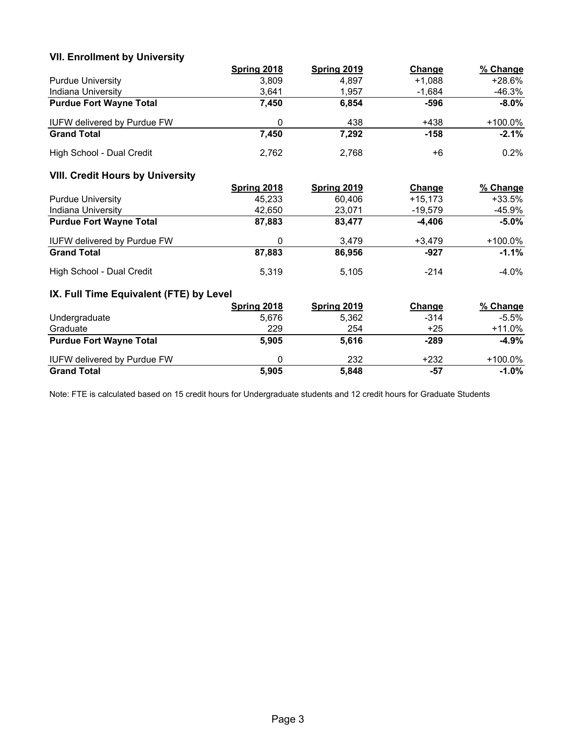### VII. Enrollment by University

| | Spring 2018 | Spring 2019 | Change | % Change |
|---|---|---|---|---|
| Purdue University | 3,809 | 4,897 | +1,088 | +28.6% |
| Indiana University | 3,641 | 1,957 | -1,684 | -46.3% |
| **Purdue Fort Wayne Total** | **7,450** | **6,854** | **-596** | **-8.0%** |
| IUFW delivered by Purdue FW | 0 | 438 | +438 | +100.0% |
| **Grand Total** | **7,450** | **7,292** | **-158** | **-2.1%** |
| High School - Dual Credit | 2,762 | 2,768 | +6 | 0.2% |

### VIII. Credit Hours by University

| | Spring 2018 | Spring 2019 | Change | % Change |
|---|---|---|---|---|
| Purdue University | 45,233 | 60,406 | +15,173 | +33.5% |
| Indiana University | 42,650 | 23,071 | -19,579 | -45.9% |
| **Purdue Fort Wayne Total** | **87,883** | **83,477** | **-4,406** | **-5.0%** |
| IUFW delivered by Purdue FW | 0 | 3,479 | +3,479 | +100.0% |
| **Grand Total** | **87,883** | **86,956** | **-927** | **-1.1%** |
| High School - Dual Credit | 5,319 | 5,105 | -214 | -4.0% |

### IX. Full Time Equivalent (FTE) by Level

| | Spring 2018 | Spring 2019 | Change | % Change |
|---|---|---|---|---|
| Undergraduate | 5,676 | 5,362 | -314 | -5.5% |
| Graduate | 229 | 254 | +25 | +11.0% |
| **Purdue Fort Wayne Total** | **5,905** | **5,616** | **-289** | **-4.9%** |
| IUFW delivered by Purdue FW | 0 | 232 | +232 | +100.0% |
| **Grand Total** | **5,905** | **5,848** | **-57** | **-1.0%** |

Note: FTE is calculated based on 15 credit hours for Undergraduate students and 12 credit hours for Graduate Students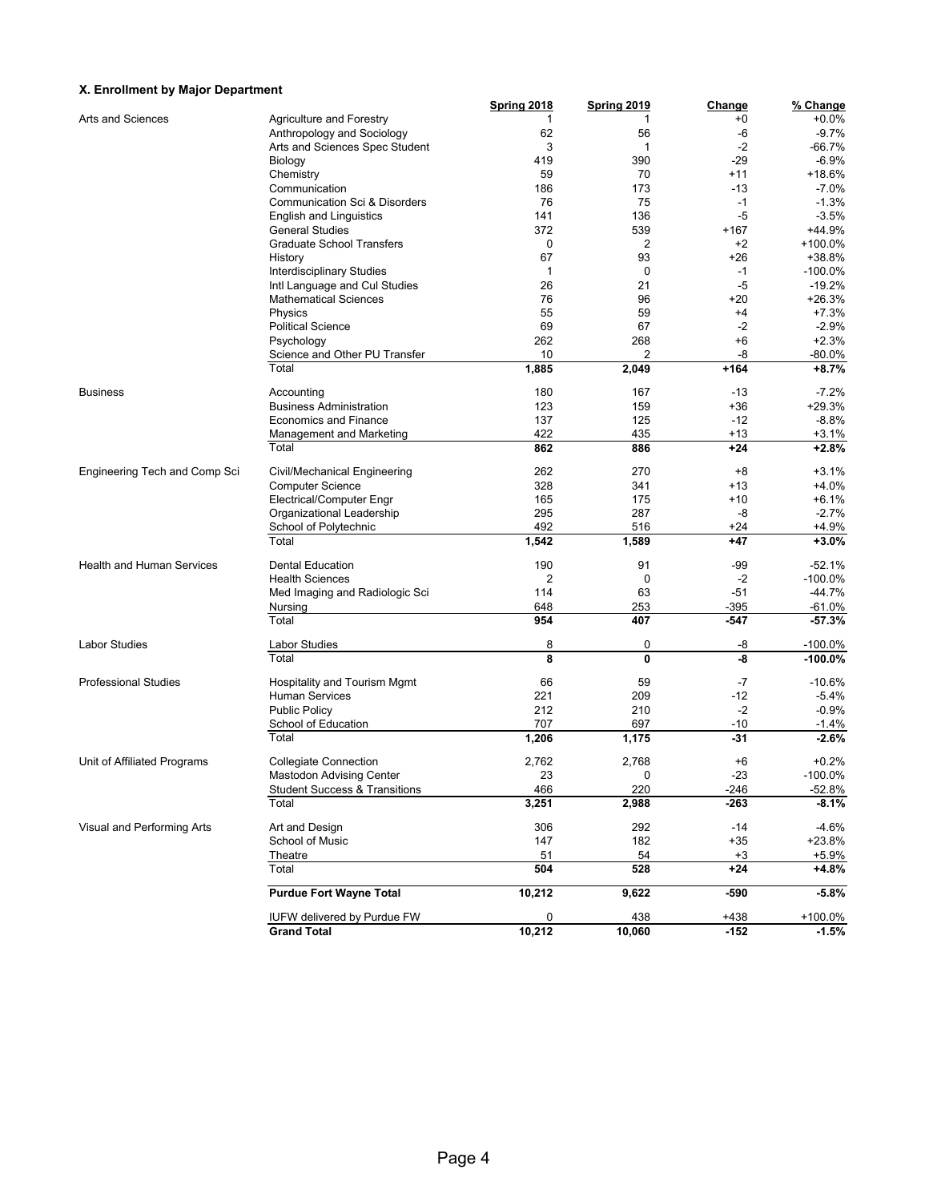### X. Enrollment by Major Department

| | | Spring 2018 | Spring 2019 | Change | % Change |
|---|---|---|---|---|---|
| Arts and Sciences | Agriculture and Forestry | 1 | 1 | +0 | +0.0% |
| | Anthropology and Sociology | 62 | 56 | -6 | -9.7% |
| | Arts and Sciences Spec Student | 3 | 1 | -2 | -66.7% |
| | Biology | 419 | 390 | -29 | -6.9% |
| | Chemistry | 59 | 70 | +11 | +18.6% |
| | Communication | 186 | 173 | -13 | -7.0% |
| | Communication Sci & Disorders | 76 | 75 | -1 | -1.3% |
| | English and Linguistics | 141 | 136 | -5 | -3.5% |
| | General Studies | 372 | 539 | +167 | +44.9% |
| | Graduate School Transfers | 0 | 2 | +2 | +100.0% |
| | History | 67 | 93 | +26 | +38.8% |
| | Interdisciplinary Studies | 1 | 0 | -1 | -100.0% |
| | Intl Language and Cul Studies | 26 | 21 | -5 | -19.2% |
| | Mathematical Sciences | 76 | 96 | +20 | +26.3% |
| | Physics | 55 | 59 | +4 | +7.3% |
| | Political Science | 69 | 67 | -2 | -2.9% |
| | Psychology | 262 | 268 | +6 | +2.3% |
| | Science and Other PU Transfer | 10 | 2 | -8 | -80.0% |
| | Total | **1,885** | **2,049** | **+164** | **+8.7%** |
| Business | Accounting | 180 | 167 | -13 | -7.2% |
| | Business Administration | 123 | 159 | +36 | +29.3% |
| | Economics and Finance | 137 | 125 | -12 | -8.8% |
| | Management and Marketing | 422 | 435 | +13 | +3.1% |
| | Total | **862** | **886** | **+24** | **+2.8%** |
| Engineering Tech and Comp Sci | Civil/Mechanical Engineering | 262 | 270 | +8 | +3.1% |
| | Computer Science | 328 | 341 | +13 | +4.0% |
| | Electrical/Computer Engr | 165 | 175 | +10 | +6.1% |
| | Organizational Leadership | 295 | 287 | -8 | -2.7% |
| | School of Polytechnic | 492 | 516 | +24 | +4.9% |
| | Total | **1,542** | **1,589** | **+47** | **+3.0%** |
| Health and Human Services | Dental Education | 190 | 91 | -99 | -52.1% |
| | Health Sciences | 2 | 0 | -2 | -100.0% |
| | Med Imaging and Radiologic Sci | 114 | 63 | -51 | -44.7% |
| | Nursing | 648 | 253 | -395 | -61.0% |
| | Total | **954** | **407** | **-547** | **-57.3%** |
| Labor Studies | Labor Studies | 8 | 0 | -8 | -100.0% |
| | Total | **8** | **0** | **-8** | **-100.0%** |
| Professional Studies | Hospitality and Tourism Mgmt | 66 | 59 | -7 | -10.6% |
| | Human Services | 221 | 209 | -12 | -5.4% |
| | Public Policy | 212 | 210 | -2 | -0.9% |
| | School of Education | 707 | 697 | -10 | -1.4% |
| | Total | **1,206** | **1,175** | **-31** | **-2.6%** |
| Unit of Affiliated Programs | Collegiate Connection | 2,762 | 2,768 | +6 | +0.2% |
| | Mastodon Advising Center | 23 | 0 | -23 | -100.0% |
| | Student Success & Transitions | 466 | 220 | -246 | -52.8% |
| | Total | **3,251** | **2,988** | **-263** | **-8.1%** |
| Visual and Performing Arts | Art and Design | 306 | 292 | -14 | -4.6% |
| | School of Music | 147 | 182 | +35 | +23.8% |
| | Theatre | 51 | 54 | +3 | +5.9% |
| | Total | **504** | **528** | **+24** | **+4.8%** |
| | **Purdue Fort Wayne Total** | **10,212** | **9,622** | **-590** | **-5.8%** |
| | IUFW delivered by Purdue FW | 0 | 438 | +438 | +100.0% |
| | **Grand Total** | **10,212** | **10,060** | **-152** | **-1.5%** |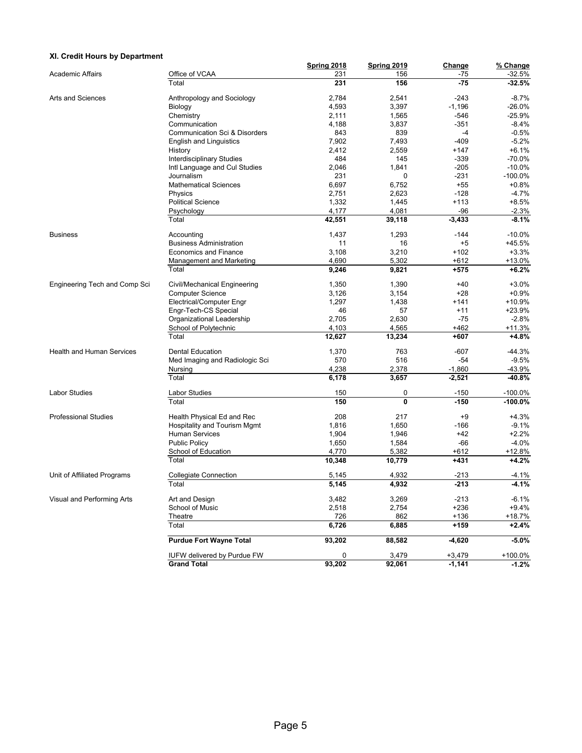**XI. Credit Hours by Department**

| | | Spring 2018 | Spring 2019 | Change | % Change |
|---|---|---|---|---|---|
| Academic Affairs | Office of VCAA | 231 | 156 | -75 | -32.5% |
| | Total | **231** | **156** | **-75** | **-32.5%** |
| Arts and Sciences | Anthropology and Sociology | 2,784 | 2,541 | -243 | -8.7% |
| | Biology | 4,593 | 3,397 | -1,196 | -26.0% |
| | Chemistry | 2,111 | 1,565 | -546 | -25.9% |
| | Communication | 4,188 | 3,837 | -351 | -8.4% |
| | Communication Sci & Disorders | 843 | 839 | -4 | -0.5% |
| | English and Linguistics | 7,902 | 7,493 | -409 | -5.2% |
| | History | 2,412 | 2,559 | +147 | +6.1% |
| | Interdisciplinary Studies | 484 | 145 | -339 | -70.0% |
| | Intl Language and Cul Studies | 2,046 | 1,841 | -205 | -10.0% |
| | Journalism | 231 | 0 | -231 | -100.0% |
| | Mathematical Sciences | 6,697 | 6,752 | +55 | +0.8% |
| | Physics | 2,751 | 2,623 | -128 | -4.7% |
| | Political Science | 1,332 | 1,445 | +113 | +8.5% |
| | Psychology | 4,177 | 4,081 | -96 | -2.3% |
| | Total | **42,551** | **39,118** | **-3,433** | **-8.1%** |
| Business | Accounting | 1,437 | 1,293 | -144 | -10.0% |
| | Business Administration | 11 | 16 | +5 | +45.5% |
| | Economics and Finance | 3,108 | 3,210 | +102 | +3.3% |
| | Management and Marketing | 4,690 | 5,302 | +612 | +13.0% |
| | Total | **9,246** | **9,821** | **+575** | **+6.2%** |
| Engineering Tech and Comp Sci | Civil/Mechanical Engineering | 1,350 | 1,390 | +40 | +3.0% |
| | Computer Science | 3,126 | 3,154 | +28 | +0.9% |
| | Electrical/Computer Engr | 1,297 | 1,438 | +141 | +10.9% |
| | Engr-Tech-CS Special | 46 | 57 | +11 | +23.9% |
| | Organizational Leadership | 2,705 | 2,630 | -75 | -2.8% |
| | School of Polytechnic | 4,103 | 4,565 | +462 | +11.3% |
| | Total | **12,627** | **13,234** | **+607** | **+4.8%** |
| Health and Human Services | Dental Education | 1,370 | 763 | -607 | -44.3% |
| | Med Imaging and Radiologic Sci | 570 | 516 | -54 | -9.5% |
| | Nursing | 4,238 | 2,378 | -1,860 | -43.9% |
| | Total | **6,178** | **3,657** | **-2,521** | **-40.8%** |
| Labor Studies | Labor Studies | 150 | 0 | -150 | -100.0% |
| | Total | **150** | **0** | **-150** | **-100.0%** |
| Professional Studies | Health Physical Ed and Rec | 208 | 217 | +9 | +4.3% |
| | Hospitality and Tourism Mgmt | 1,816 | 1,650 | -166 | -9.1% |
| | Human Services | 1,904 | 1,946 | +42 | +2.2% |
| | Public Policy | 1,650 | 1,584 | -66 | -4.0% |
| | School of Education | 4,770 | 5,382 | +612 | +12.8% |
| | Total | **10,348** | **10,779** | **+431** | **+4.2%** |
| Unit of Affiliated Programs | Collegiate Connection | 5,145 | 4,932 | -213 | -4.1% |
| | Total | **5,145** | **4,932** | **-213** | **-4.1%** |
| Visual and Performing Arts | Art and Design | 3,482 | 3,269 | -213 | -6.1% |
| | School of Music | 2,518 | 2,754 | +236 | +9.4% |
| | Theatre | 726 | 862 | +136 | +18.7% |
| | Total | **6,726** | **6,885** | **+159** | **+2.4%** |
| | **Purdue Fort Wayne Total** | **93,202** | **88,582** | **-4,620** | **-5.0%** |
| | IUFW delivered by Purdue FW | 0 | 3,479 | +3,479 | +100.0% |
| | **Grand Total** | **93,202** | **92,061** | **-1,141** | **-1.2%** |